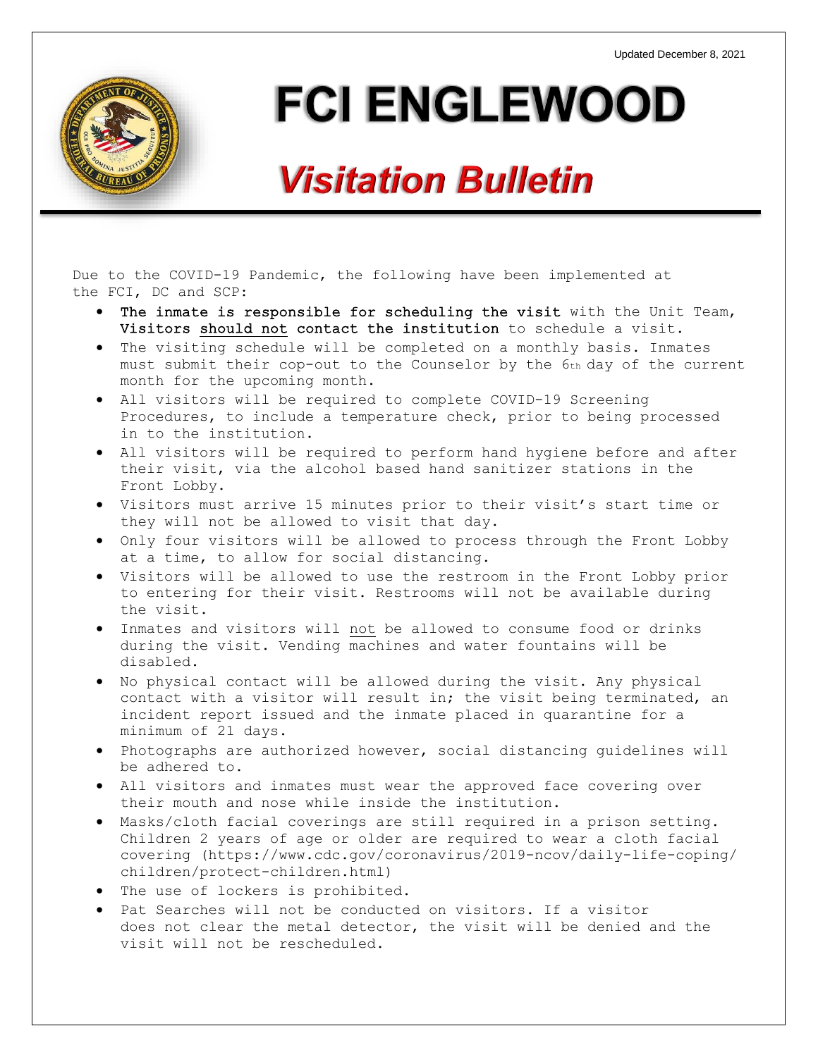Updated December 8, 2021

# FCI ENGLEWOOD

## *Visitation Bulletin*

Due to the COVID-19 Pandemic, the following have been implemented at the FCI, DC and SCP:

- **The inmate is responsible for scheduling the visit** with the Unit Team, **Visitors should not contact the institution** to schedule a visit.
- The visiting schedule will be completed on a monthly basis. Inmates must submit their cop-out to the Counselor by the 6th day of the current month for the upcoming month.
- All visitors will be required to complete COVID-19 Screening Procedures, to include a temperature check, prior to being processed in to the institution.
- All visitors will be required to perform hand hygiene before and after their visit, via the alcohol based hand sanitizer stations in the Front Lobby.
- Visitors must arrive 15 minutes prior to their visit's start time or they will not be allowed to visit that day.
- Only four visitors will be allowed to process through the Front Lobby at a time, to allow for social distancing.
- Visitors will be allowed to use the restroom in the Front Lobby prior to entering for their visit. Restrooms will not be available during the visit.
- Inmates and visitors will not be allowed to consume food or drinks during the visit. Vending machines and water fountains will be disabled.
- No physical contact will be allowed during the visit. Any physical contact with a visitor will result in; the visit being terminated, an incident report issued and the inmate placed in quarantine for a minimum of 21 days.
- Photographs are authorized however, social distancing guidelines will be adhered to.
- All visitors and inmates must wear the approved face covering over their mouth and nose while inside the institution.
- Masks/cloth facial coverings are still required in a prison setting. Children 2 years of age or older are required to wear a cloth facial covering (https://www.cdc.gov/coronavirus/2019-ncov/daily-life-coping/children/protect-children.html)
- The use of lockers is prohibited.
- Pat Searches will not be conducted on visitors. If a visitor does not clear the metal detector, the visit will be denied and the visit will not be rescheduled.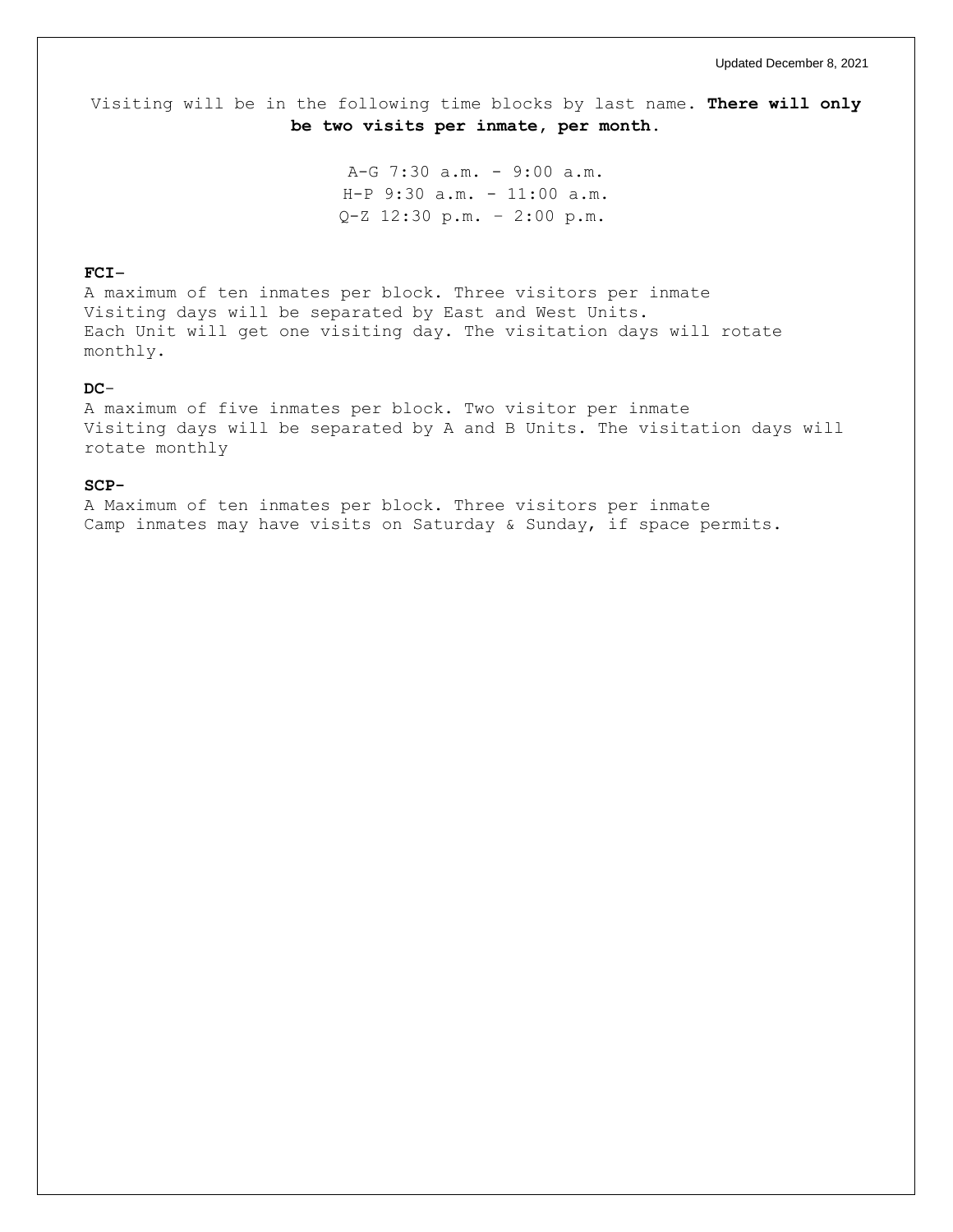Updated December 8, 2021

Visiting will be in the following time blocks by last name. **There will only be two visits per inmate, per month.**

A-G 7:30 a.m. - 9:00 a.m.
H-P 9:30 a.m. - 11:00 a.m.
Q-Z 12:30 p.m. – 2:00 p.m.

**FCI-**

A maximum of ten inmates per block. Three visitors per inmate
Visiting days will be separated by East and West Units.
Each Unit will get one visiting day. The visitation days will rotate monthly.

**DC-**

A maximum of five inmates per block. Two visitor per inmate
Visiting days will be separated by A and B Units. The visitation days will rotate monthly

**SCP-**

A Maximum of ten inmates per block. Three visitors per inmate
Camp inmates may have visits on Saturday & Sunday, if space permits.